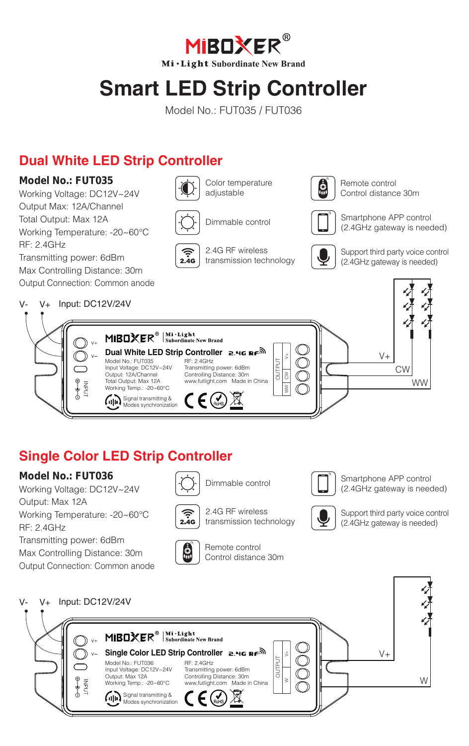# MiBOXER®

**Mi·Light Subordinate New Brand**

# Smart LED Strip Controller

Model No.: FUT035 / FUT036

## Dual White LED Strip Controller

### Model No.: FUT035

Working Voltage: DC12V~24V
Output Max: 12A/Channel
Total Output: Max 12A
Working Temperature: -20~60°C
RF: 2.4GHz
Transmitting power: 6dBm
Max Controlling Distance: 30m
Output Connection: Common anode

- Color temperature adjustable
- Dimmable control
- 2.4G RF wireless transmission technology
- Remote control Control distance 30m
- Smartphone APP control (2.4GHz gateway is needed)
- Support third party voice control (2.4GHz gateway is needed)

V- V+ Input: DC12V/24V

MiBOXER® | Mi·Light Subordinate New Brand
Dual White LED Strip Controller 2.4G RF
Model No.: FUT035
Input Voltage: DC12V~24V
Output: 12A/Channel
Total Output: Max 12A
Working Temp.: -20~60°C
RF: 2.4GHz
Transmitting power: 6dBm
Controlling Distance: 30m
www.futlight.com Made in China
Signal transmitting & Modes synchronization

INPUT: V+, V-
OUTPUT: V+, CW, WW

V+ CW WW

## Single Color LED Strip Controller

### Model No.: FUT036

Working Voltage: DC12V~24V
Output: Max 12A
Working Temperature: -20~60°C
RF: 2.4GHz
Transmitting power: 6dBm
Max Controlling Distance: 30m
Output Connection: Common anode

- Dimmable control
- 2.4G RF wireless transmission technology
- Remote control Control distance 30m
- Smartphone APP control (2.4GHz gateway is needed)
- Support third party voice control (2.4GHz gateway is needed)

V- V+ Input: DC12V/24V

MiBOXER® | Mi·Light Subordinate New Brand
Single Color LED Strip Controller 2.4G RF
Model No.: FUT036
Input Voltage: DC12V~24V
Output: Max 12A
Working Temp.: -20~60°C
RF: 2.4GHz
Transmitting power: 6dBm
Controlling Distance: 30m
www.futlight.com Made in China
Signal transmitting & Modes synchronization

INPUT: V+, V-
OUTPUT: V+, W

V+ W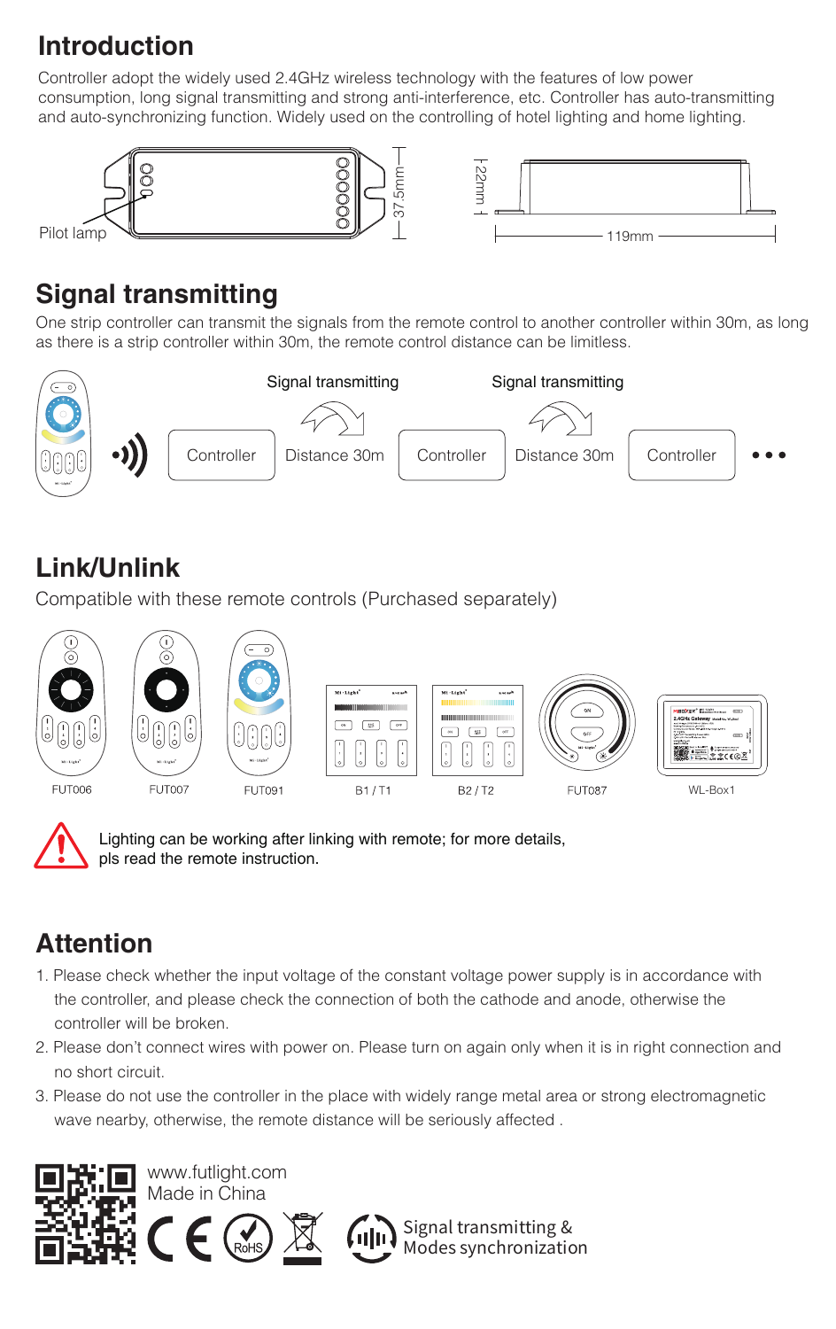# Introduction

Controller adopt the widely used 2.4GHz wireless technology with the features of low power consumption, long signal transmitting and strong anti-interference, etc. Controller has auto-transmitting and auto-synchronizing function. Widely used on the controlling of hotel lighting and home lighting.

Pilot lamp

37.5mm

22mm

119mm

# Signal transmitting

One strip controller can transmit the signals from the remote control to another controller within 30m, as long as there is a strip controller within 30m, the remote control distance can be limitless.

Signal transmitting    Signal transmitting

Controller    Distance 30m    Controller    Distance 30m    Controller    • • •

# Link/Unlink

Compatible with these remote controls (Purchased separately)

FUT006    FUT007    FUT091    B1 / T1    B2 / T2    FUT087    WL-Box1

Lighting can be working after linking with remote; for more details, pls read the remote instruction.

# Attention

1. Please check whether the input voltage of the constant voltage power supply is in accordance with the controller, and please check the connection of both the cathode and anode, otherwise the controller will be broken.
2. Please don't connect wires with power on. Please turn on again only when it is in right connection and no short circuit.
3. Please do not use the controller in the place with widely range metal area or strong electromagnetic wave nearby, otherwise, the remote distance will be seriously affected .

www.futlight.com
Made in China

Signal transmitting & Modes synchronization